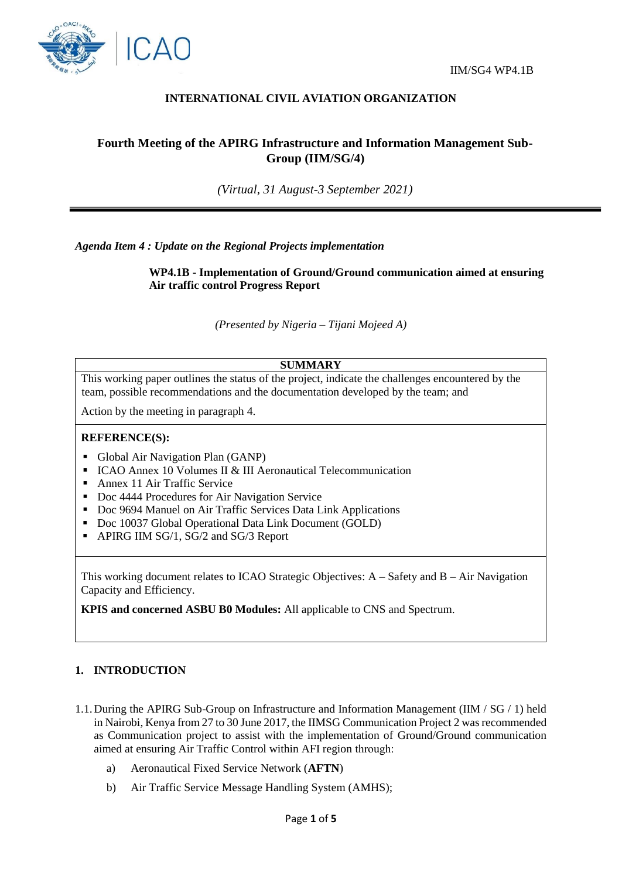IIM/SG4 WP4.1B

**INTERNATIONAL CIVIL AVIATION ORGANIZATION**

## Fourth Meeting of the APIRG Infrastructure and Information Management Sub-Group (IIM/SG/4)

*(Virtual, 31 August-3 September 2021)*

---

***Agenda Item 4 : Update on the Regional Projects implementation***

**WP4.1B - Implementation of Ground/Ground communication aimed at ensuring Air traffic control Progress Report**

*(Presented by Nigeria – Tijani Mojeed A)*

| **SUMMARY** |
|---|
| This working paper outlines the status of the project, indicate the challenges encountered by the team, possible recommendations and the documentation developed by the team; and<br><br>Action by the meeting in paragraph 4. |
| **REFERENCE(S):**<br>▪ Global Air Navigation Plan (GANP)<br>▪ ICAO Annex 10 Volumes II & III Aeronautical Telecommunication<br>▪ Annex 11 Air Traffic Service<br>▪ Doc 4444 Procedures for Air Navigation Service<br>▪ Doc 9694 Manuel on Air Traffic Services Data Link Applications<br>▪ Doc 10037 Global Operational Data Link Document (GOLD)<br>▪ APIRG IIM SG/1, SG/2 and SG/3 Report |
| This working document relates to ICAO Strategic Objectives: A – Safety and B – Air Navigation Capacity and Efficiency.<br><br>**KPIS and concerned ASBU B0 Modules:** All applicable to CNS and Spectrum. |

## 1. INTRODUCTION

1.1. During the APIRG Sub-Group on Infrastructure and Information Management (IIM / SG / 1) held in Nairobi, Kenya from 27 to 30 June 2017, the IIMSG Communication Project 2 was recommended as Communication project to assist with the implementation of Ground/Ground communication aimed at ensuring Air Traffic Control within AFI region through:

a) Aeronautical Fixed Service Network (**AFTN**)

b) Air Traffic Service Message Handling System (AMHS);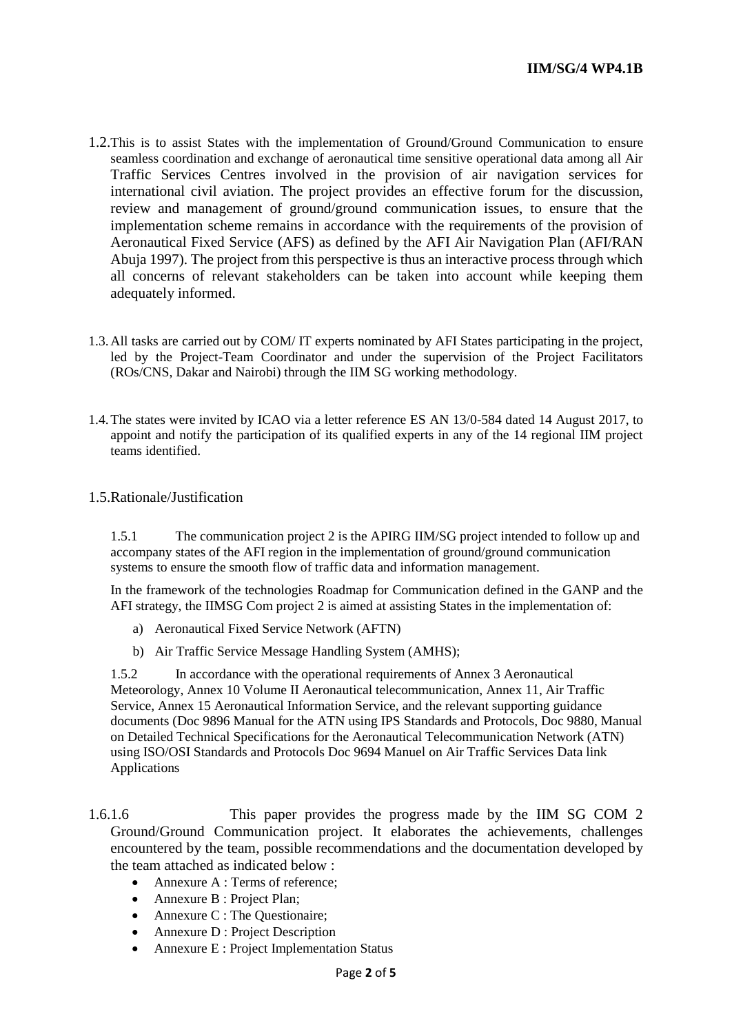1.2. This is to assist States with the implementation of Ground/Ground Communication to ensure seamless coordination and exchange of aeronautical time sensitive operational data among all Air Traffic Services Centres involved in the provision of air navigation services for international civil aviation. The project provides an effective forum for the discussion, review and management of ground/ground communication issues, to ensure that the implementation scheme remains in accordance with the requirements of the provision of Aeronautical Fixed Service (AFS) as defined by the AFI Air Navigation Plan (AFI/RAN Abuja 1997). The project from this perspective is thus an interactive process through which all concerns of relevant stakeholders can be taken into account while keeping them adequately informed.

1.3. All tasks are carried out by COM/ IT experts nominated by AFI States participating in the project, led by the Project-Team Coordinator and under the supervision of the Project Facilitators (ROs/CNS, Dakar and Nairobi) through the IIM SG working methodology.

1.4. The states were invited by ICAO via a letter reference ES AN 13/0-584 dated 14 August 2017, to appoint and notify the participation of its qualified experts in any of the 14 regional IIM project teams identified.

1.5. Rationale/Justification

1.5.1 The communication project 2 is the APIRG IIM/SG project intended to follow up and accompany states of the AFI region in the implementation of ground/ground communication systems to ensure the smooth flow of traffic data and information management.

In the framework of the technologies Roadmap for Communication defined in the GANP and the AFI strategy, the IIMSG Com project 2 is aimed at assisting States in the implementation of:

a) Aeronautical Fixed Service Network (AFTN)
b) Air Traffic Service Message Handling System (AMHS);

1.5.2 In accordance with the operational requirements of Annex 3 Aeronautical Meteorology, Annex 10 Volume II Aeronautical telecommunication, Annex 11, Air Traffic Service, Annex 15 Aeronautical Information Service, and the relevant supporting guidance documents (Doc 9896 Manual for the ATN using IPS Standards and Protocols, Doc 9880, Manual on Detailed Technical Specifications for the Aeronautical Telecommunication Network (ATN) using ISO/OSI Standards and Protocols Doc 9694 Manuel on Air Traffic Services Data link Applications

1.6. 1.6 This paper provides the progress made by the IIM SG COM 2 Ground/Ground Communication project. It elaborates the achievements, challenges encountered by the team, possible recommendations and the documentation developed by the team attached as indicated below :

- Annexure A : Terms of reference;
- Annexure B : Project Plan;
- Annexure C : The Questionaire;
- Annexure D : Project Description
- Annexure E : Project Implementation Status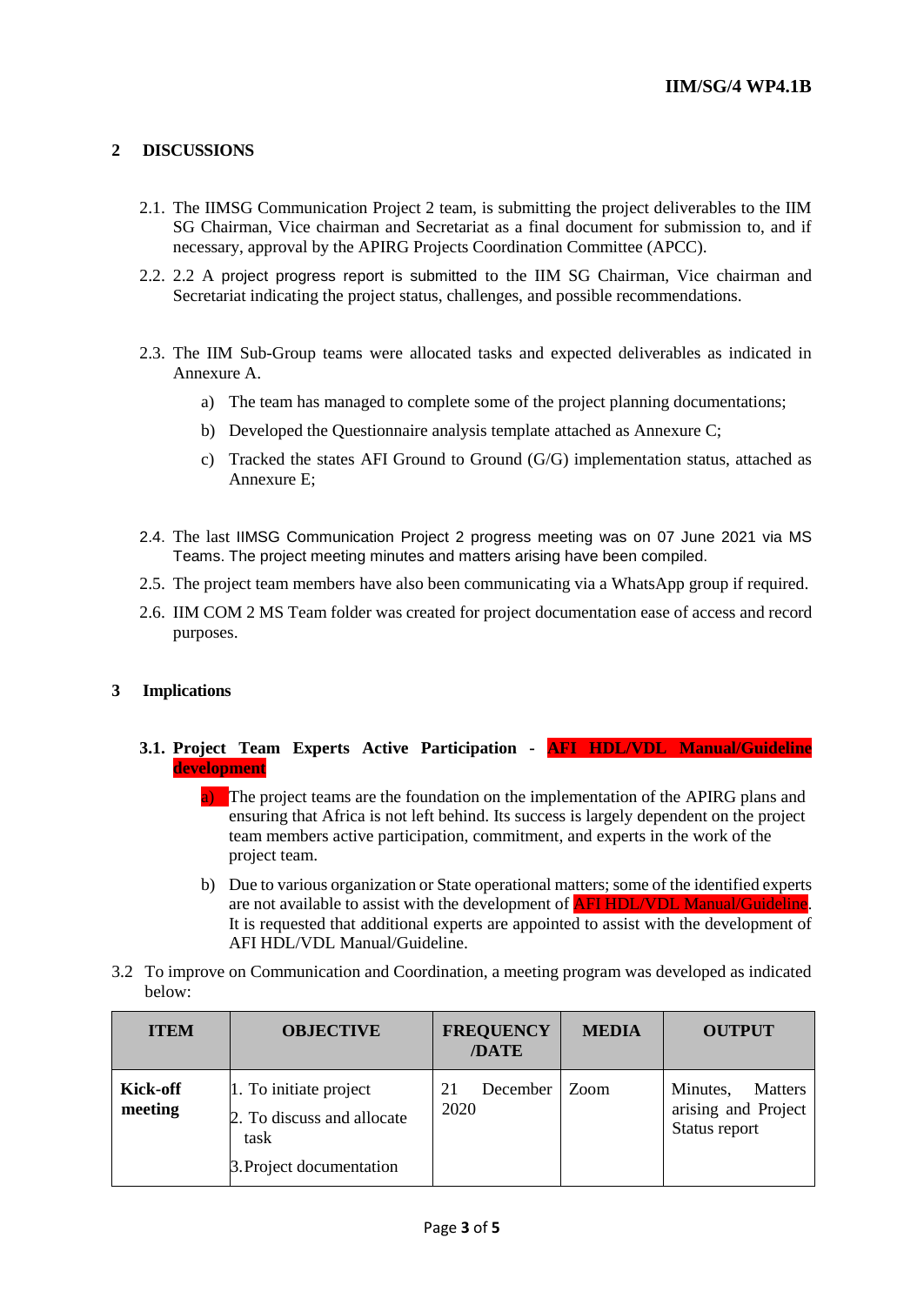## 2 DISCUSSIONS

2.1. The IIMSG Communication Project 2 team, is submitting the project deliverables to the IIM SG Chairman, Vice chairman and Secretariat as a final document for submission to, and if necessary, approval by the APIRG Projects Coordination Committee (APCC).

2.2. 2.2 A project progress report is submitted to the IIM SG Chairman, Vice chairman and Secretariat indicating the project status, challenges, and possible recommendations.

2.3. The IIM Sub-Group teams were allocated tasks and expected deliverables as indicated in Annexure A.

a) The team has managed to complete some of the project planning documentations;

b) Developed the Questionnaire analysis template attached as Annexure C;

c) Tracked the states AFI Ground to Ground (G/G) implementation status, attached as Annexure E;

2.4. The last IIMSG Communication Project 2 progress meeting was on 07 June 2021 via MS Teams. The project meeting minutes and matters arising have been compiled.

2.5. The project team members have also been communicating via a WhatsApp group if required.

2.6. IIM COM 2 MS Team folder was created for project documentation ease of access and record purposes.

## 3 Implications

**3.1. Project Team Experts Active Participation - AFI HDL/VDL Manual/Guideline development**

a) The project teams are the foundation on the implementation of the APIRG plans and ensuring that Africa is not left behind. Its success is largely dependent on the project team members active participation, commitment, and experts in the work of the project team.

b) Due to various organization or State operational matters; some of the identified experts are not available to assist with the development of AFI HDL/VDL Manual/Guideline. It is requested that additional experts are appointed to assist with the development of AFI HDL/VDL Manual/Guideline.

3.2 To improve on Communication and Coordination, a meeting program was developed as indicated below:

| ITEM | OBJECTIVE | FREQUENCY /DATE | MEDIA | OUTPUT |
|---|---|---|---|---|
| **Kick-off meeting** | 1. To initiate project<br>2. To discuss and allocate task<br>3. Project documentation | 21 December 2020 | Zoom | Minutes, Matters arising and Project Status report |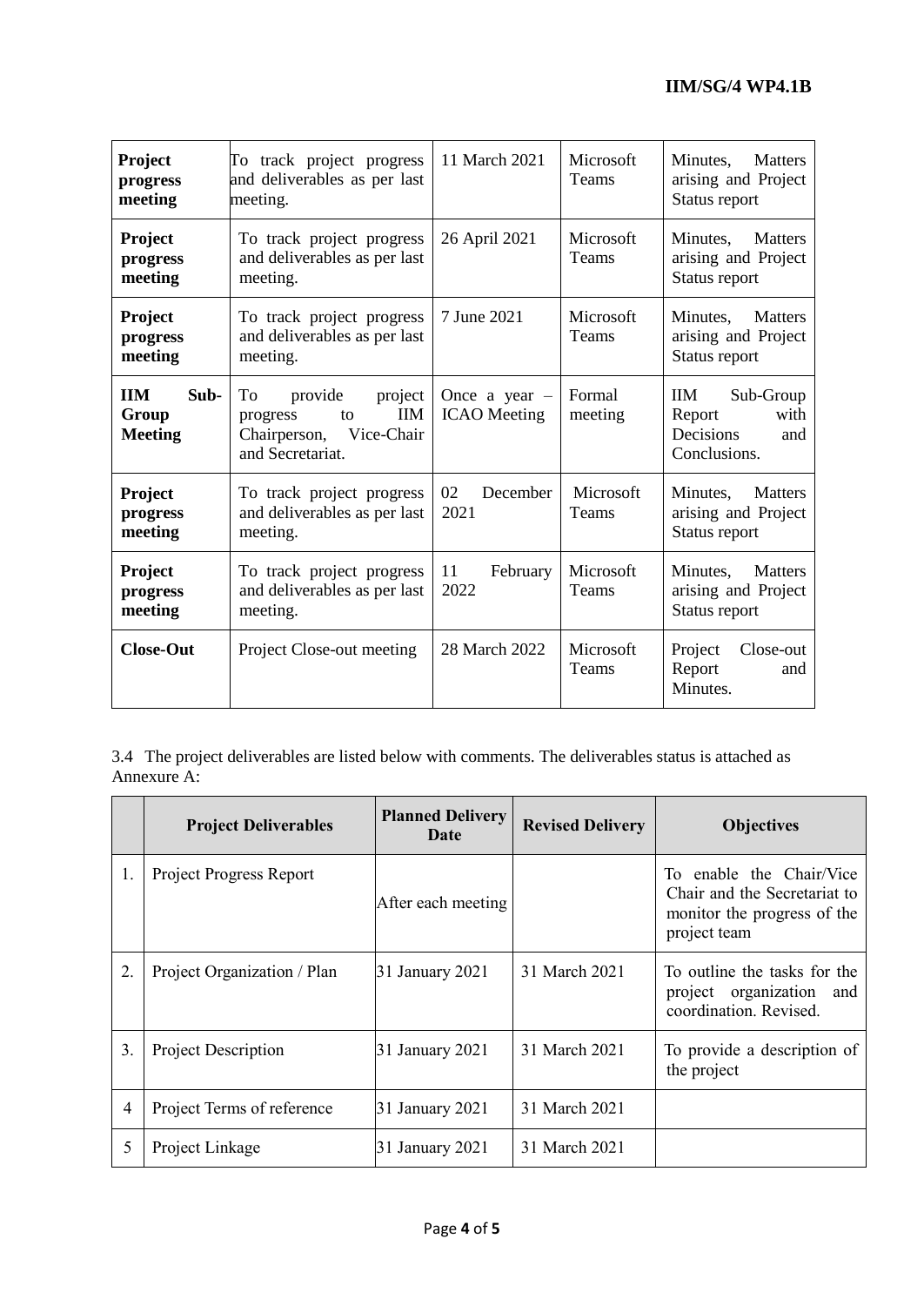| **Project progress meeting** | To track project progress and deliverables as per last meeting. | 11 March 2021 | Microsoft Teams | Minutes, Matters arising and Project Status report |
|---|---|---|---|---|
| **Project progress meeting** | To track project progress and deliverables as per last meeting. | 26 April 2021 | Microsoft Teams | Minutes, Matters arising and Project Status report |
| **Project progress meeting** | To track project progress and deliverables as per last meeting. | 7 June 2021 | Microsoft Teams | Minutes, Matters arising and Project Status report |
| **IIM Sub-Group Meeting** | To provide project progress to IIM Chairperson, Vice-Chair and Secretariat. | Once a year – ICAO Meeting | Formal meeting | IIM Sub-Group Report with Decisions and Conclusions. |
| **Project progress meeting** | To track project progress and deliverables as per last meeting. | 02 December 2021 | Microsoft Teams | Minutes, Matters arising and Project Status report |
| **Project progress meeting** | To track project progress and deliverables as per last meeting. | 11 February 2022 | Microsoft Teams | Minutes, Matters arising and Project Status report |
| **Close-Out** | Project Close-out meeting | 28 March 2022 | Microsoft Teams | Project Close-out Report and Minutes. |

3.4 The project deliverables are listed below with comments. The deliverables status is attached as Annexure A:

| | **Project Deliverables** | **Planned Delivery Date** | **Revised Delivery** | **Objectives** |
|---|---|---|---|---|
| 1. | Project Progress Report | After each meeting | | To enable the Chair/Vice Chair and the Secretariat to monitor the progress of the project team |
| 2. | Project Organization / Plan | 31 January 2021 | 31 March 2021 | To outline the tasks for the project organization and coordination. Revised. |
| 3. | Project Description | 31 January 2021 | 31 March 2021 | To provide a description of the project |
| 4 | Project Terms of reference | 31 January 2021 | 31 March 2021 | |
| 5 | Project Linkage | 31 January 2021 | 31 March 2021 | |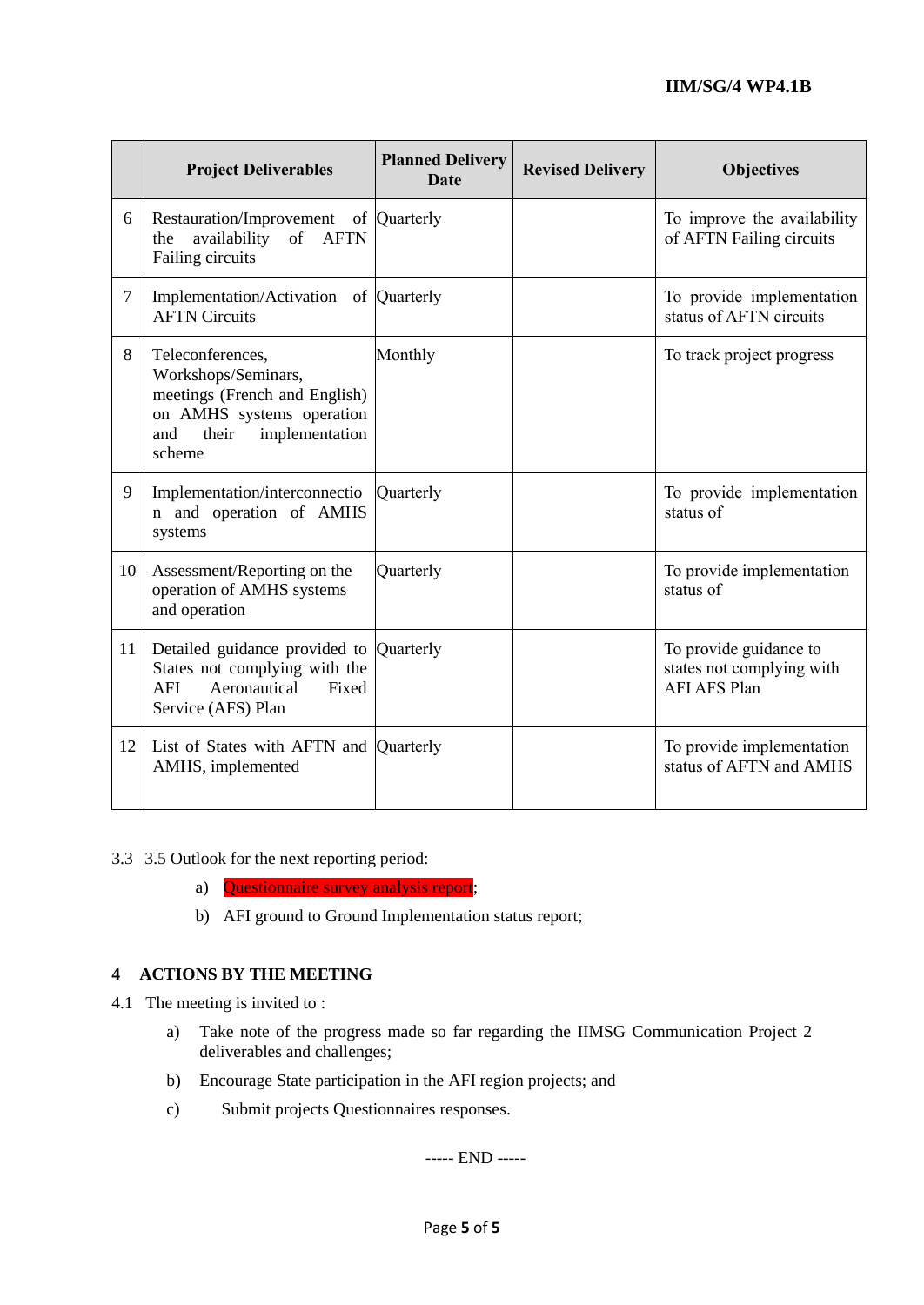| | Project Deliverables | Planned Delivery Date | Revised Delivery | Objectives |
|---|---|---|---|---|
| 6 | Restauration/Improvement of the availability of AFTN Failing circuits | Quarterly | | To improve the availability of AFTN Failing circuits |
| 7 | Implementation/Activation of AFTN Circuits | Quarterly | | To provide implementation status of AFTN circuits |
| 8 | Teleconferences, Workshops/Seminars, meetings (French and English) on AMHS systems operation and their implementation scheme | Monthly | | To track project progress |
| 9 | Implementation/interconnection and operation of AMHS systems | Quarterly | | To provide implementation status of |
| 10 | Assessment/Reporting on the operation of AMHS systems and operation | Quarterly | | To provide implementation status of |
| 11 | Detailed guidance provided to States not complying with the AFI Aeronautical Fixed Service (AFS) Plan | Quarterly | | To provide guidance to states not complying with AFI AFS Plan |
| 12 | List of States with AFTN and AMHS, implemented | Quarterly | | To provide implementation status of AFTN and AMHS |

3.3 3.5 Outlook for the next reporting period:

a) Questionnaire survey analysis report;

b) AFI ground to Ground Implementation status report;

## 4 ACTIONS BY THE MEETING

4.1 The meeting is invited to :

a) Take note of the progress made so far regarding the IIMSG Communication Project 2 deliverables and challenges;

b) Encourage State participation in the AFI region projects; and

c) Submit projects Questionnaires responses.

----- END -----